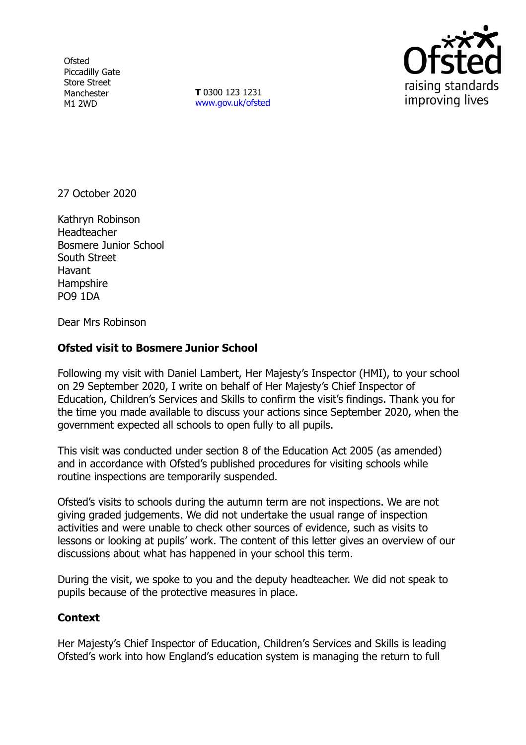Ofsted
Piccadilly Gate
Store Street
Manchester
M1 2WD

**T** 0300 123 1231
www.gov.uk/ofsted

27 October 2020

Kathryn Robinson
Headteacher
Bosmere Junior School
South Street
Havant
Hampshire
PO9 1DA

Dear Mrs Robinson

**Ofsted visit to Bosmere Junior School**

Following my visit with Daniel Lambert, Her Majesty's Inspector (HMI), to your school on 29 September 2020, I write on behalf of Her Majesty's Chief Inspector of Education, Children's Services and Skills to confirm the visit's findings. Thank you for the time you made available to discuss your actions since September 2020, when the government expected all schools to open fully to all pupils.

This visit was conducted under section 8 of the Education Act 2005 (as amended) and in accordance with Ofsted's published procedures for visiting schools while routine inspections are temporarily suspended.

Ofsted's visits to schools during the autumn term are not inspections. We are not giving graded judgements. We did not undertake the usual range of inspection activities and were unable to check other sources of evidence, such as visits to lessons or looking at pupils' work. The content of this letter gives an overview of our discussions about what has happened in your school this term.

During the visit, we spoke to you and the deputy headteacher. We did not speak to pupils because of the protective measures in place.

**Context**

Her Majesty's Chief Inspector of Education, Children's Services and Skills is leading Ofsted's work into how England's education system is managing the return to full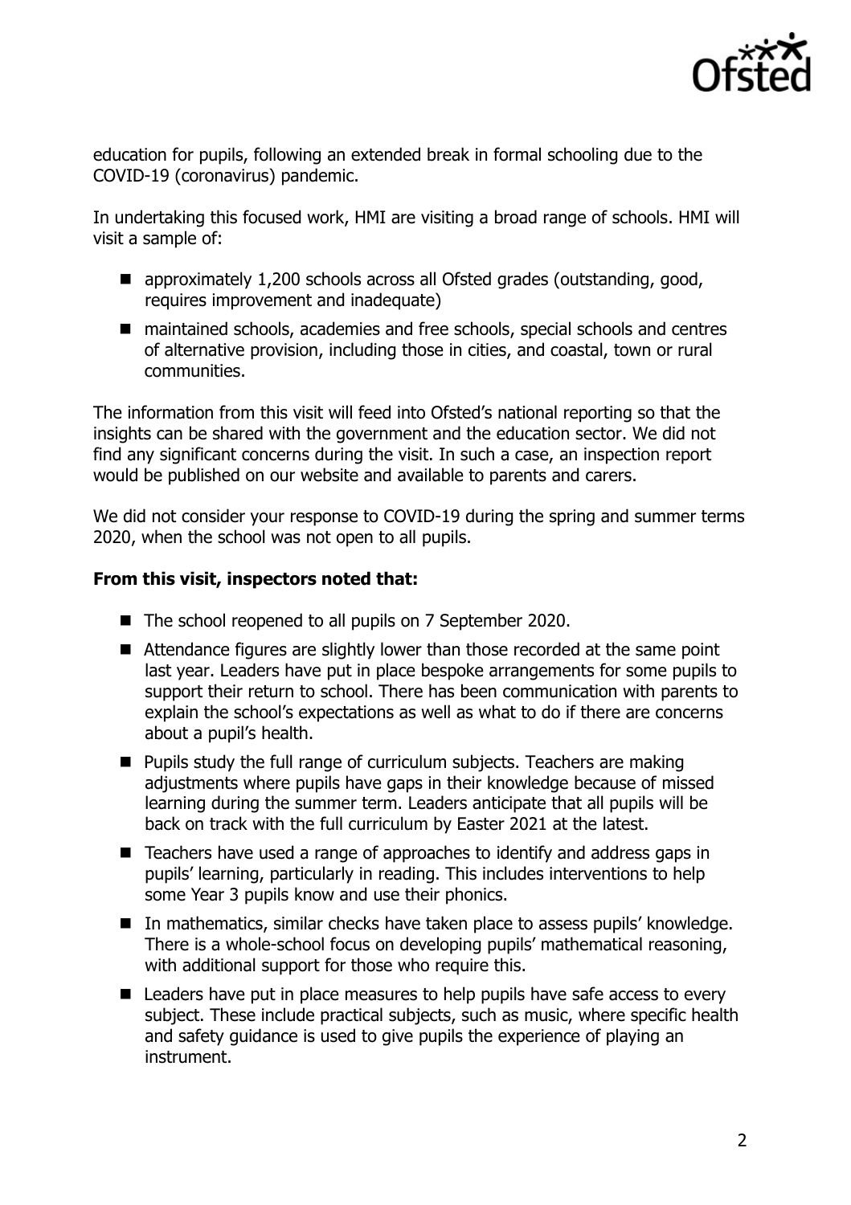education for pupils, following an extended break in formal schooling due to the COVID-19 (coronavirus) pandemic.

In undertaking this focused work, HMI are visiting a broad range of schools. HMI will visit a sample of:

- approximately 1,200 schools across all Ofsted grades (outstanding, good, requires improvement and inadequate)
- maintained schools, academies and free schools, special schools and centres of alternative provision, including those in cities, and coastal, town or rural communities.

The information from this visit will feed into Ofsted's national reporting so that the insights can be shared with the government and the education sector. We did not find any significant concerns during the visit. In such a case, an inspection report would be published on our website and available to parents and carers.

We did not consider your response to COVID-19 during the spring and summer terms 2020, when the school was not open to all pupils.

**From this visit, inspectors noted that:**

- The school reopened to all pupils on 7 September 2020.
- Attendance figures are slightly lower than those recorded at the same point last year. Leaders have put in place bespoke arrangements for some pupils to support their return to school. There has been communication with parents to explain the school's expectations as well as what to do if there are concerns about a pupil's health.
- Pupils study the full range of curriculum subjects. Teachers are making adjustments where pupils have gaps in their knowledge because of missed learning during the summer term. Leaders anticipate that all pupils will be back on track with the full curriculum by Easter 2021 at the latest.
- Teachers have used a range of approaches to identify and address gaps in pupils' learning, particularly in reading. This includes interventions to help some Year 3 pupils know and use their phonics.
- In mathematics, similar checks have taken place to assess pupils' knowledge. There is a whole-school focus on developing pupils' mathematical reasoning, with additional support for those who require this.
- Leaders have put in place measures to help pupils have safe access to every subject. These include practical subjects, such as music, where specific health and safety guidance is used to give pupils the experience of playing an instrument.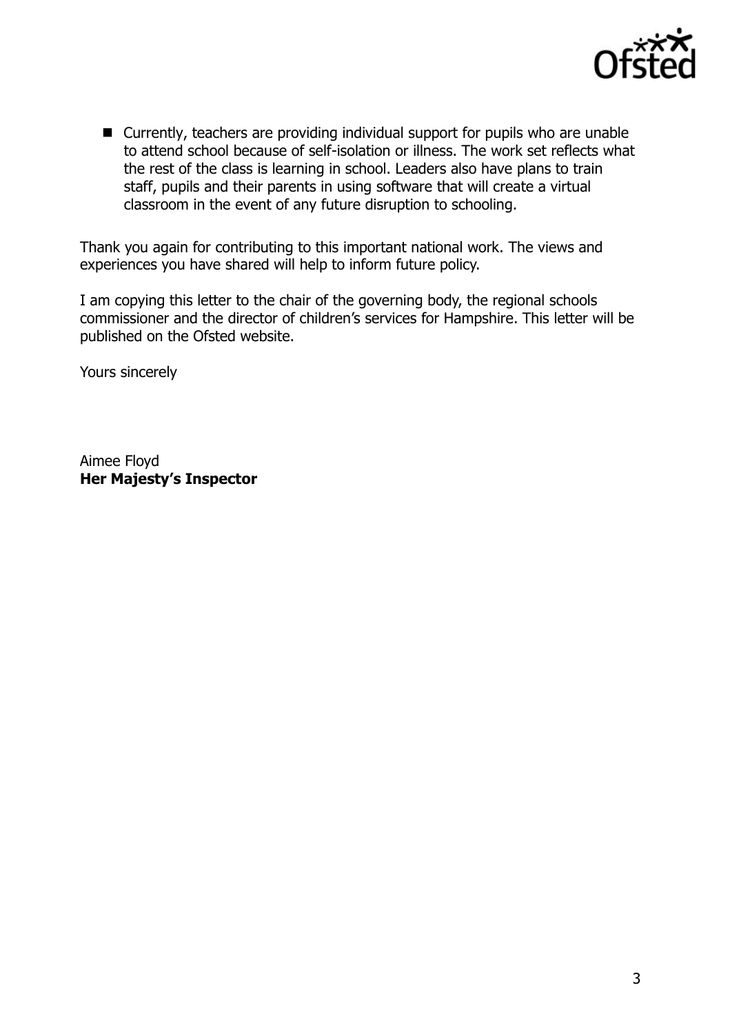- Currently, teachers are providing individual support for pupils who are unable to attend school because of self-isolation or illness. The work set reflects what the rest of the class is learning in school. Leaders also have plans to train staff, pupils and their parents in using software that will create a virtual classroom in the event of any future disruption to schooling.

Thank you again for contributing to this important national work. The views and experiences you have shared will help to inform future policy.

I am copying this letter to the chair of the governing body, the regional schools commissioner and the director of children's services for Hampshire. This letter will be published on the Ofsted website.

Yours sincerely

Aimee Floyd
**Her Majesty's Inspector**